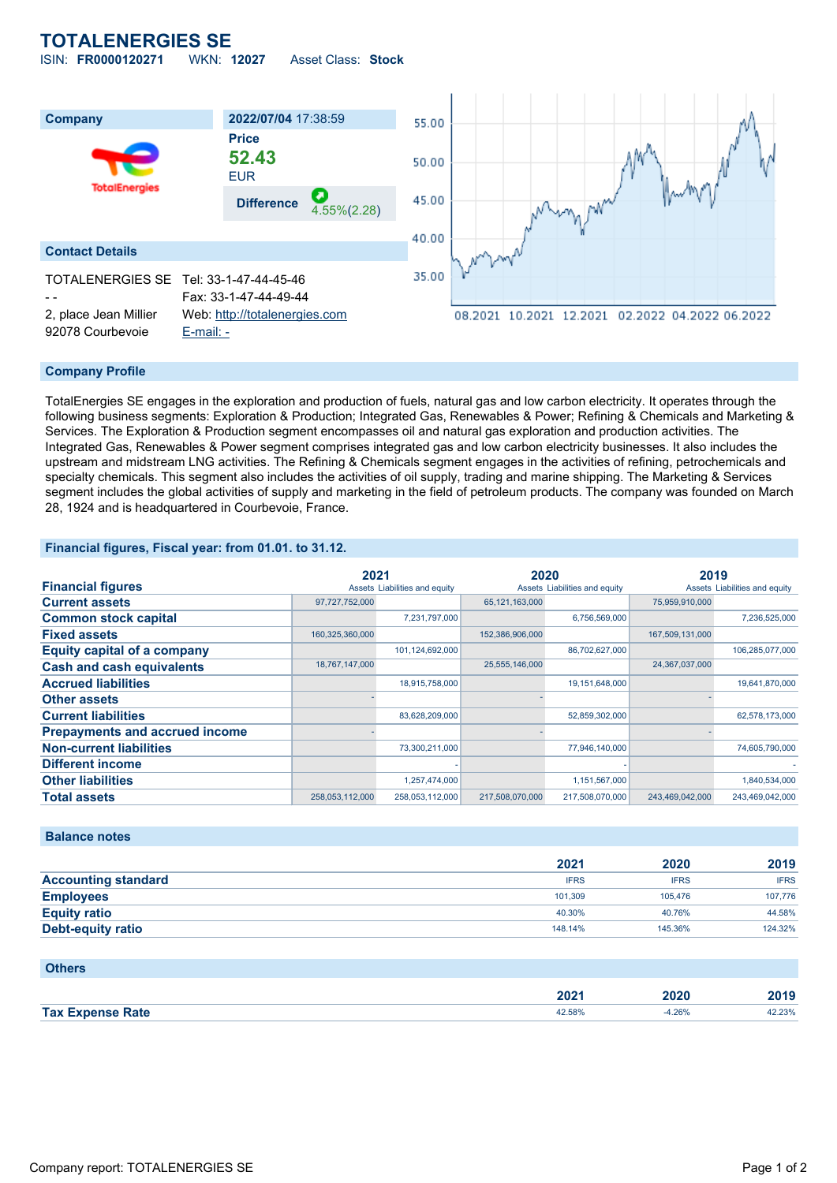# TOTALENERGIES SE

ISIN: **FR0000120271** WKN: **12027** Asset Class: **Stock**

| Company | 2022/07/04 17:38:59 |
|---|---|
| | **Price** |
| | **52.43** |
| | EUR |
| | **Difference** 4.55%(2.28) |

## Contact Details

TOTALENERGIES SE
- -
2, place Jean Millier
92078 Courbevoie

Tel: 33-1-47-44-45-46
Fax: 33-1-47-44-49-44
Web: http://totalenergies.com
E-mail: -

## Company Profile

TotalEnergies SE engages in the exploration and production of fuels, natural gas and low carbon electricity. It operates through the following business segments: Exploration & Production; Integrated Gas, Renewables & Power; Refining & Chemicals and Marketing & Services. The Exploration & Production segment encompasses oil and natural gas exploration and production activities. The Integrated Gas, Renewables & Power segment comprises integrated gas and low carbon electricity businesses. It also includes the upstream and midstream LNG activities. The Refining & Chemicals segment engages in the activities of refining, petrochemicals and specialty chemicals. This segment also includes the activities of oil supply, trading and marine shipping. The Marketing & Services segment includes the global activities of supply and marketing in the field of petroleum products. The company was founded on March 28, 1924 and is headquartered in Courbevoie, France.

## Financial figures, Fiscal year: from 01.01. to 31.12.

| Financial figures | 2021 | | 2020 | | 2019 | |
|---|---|---|---|---|---|---|
| | Assets | Liabilities and equity | Assets | Liabilities and equity | Assets | Liabilities and equity |
| **Current assets** | 97,727,752,000 | | 65,121,163,000 | | 75,959,910,000 | |
| **Common stock capital** | | 7,231,797,000 | | 6,756,569,000 | | 7,236,525,000 |
| **Fixed assets** | 160,325,360,000 | | 152,386,906,000 | | 167,509,131,000 | |
| **Equity capital of a company** | | 101,124,692,000 | | 86,702,627,000 | | 106,285,077,000 |
| **Cash and cash equivalents** | 18,767,147,000 | | 25,555,146,000 | | 24,367,037,000 | |
| **Accrued liabilities** | | 18,915,758,000 | | 19,151,648,000 | | 19,641,870,000 |
| **Other assets** | - | | - | | - | |
| **Current liabilities** | | 83,628,209,000 | | 52,859,302,000 | | 62,578,173,000 |
| **Prepayments and accrued income** | - | | - | | - | |
| **Non-current liabilities** | | 73,300,211,000 | | 77,946,140,000 | | 74,605,790,000 |
| **Different income** | | - | | - | | - |
| **Other liabilities** | | 1,257,474,000 | | 1,151,567,000 | | 1,840,534,000 |
| **Total assets** | 258,053,112,000 | 258,053,112,000 | 217,508,070,000 | 217,508,070,000 | 243,469,042,000 | 243,469,042,000 |

## Balance notes

| | 2021 | 2020 | 2019 |
|---|---|---|---|
| **Accounting standard** | IFRS | IFRS | IFRS |
| **Employees** | 101,309 | 105,476 | 107,776 |
| **Equity ratio** | 40.30% | 40.76% | 44.58% |
| **Debt-equity ratio** | 148.14% | 145.36% | 124.32% |

## Others

| | 2021 | 2020 | 2019 |
|---|---|---|---|
| **Tax Expense Rate** | 42.58% | -4.26% | 42.23% |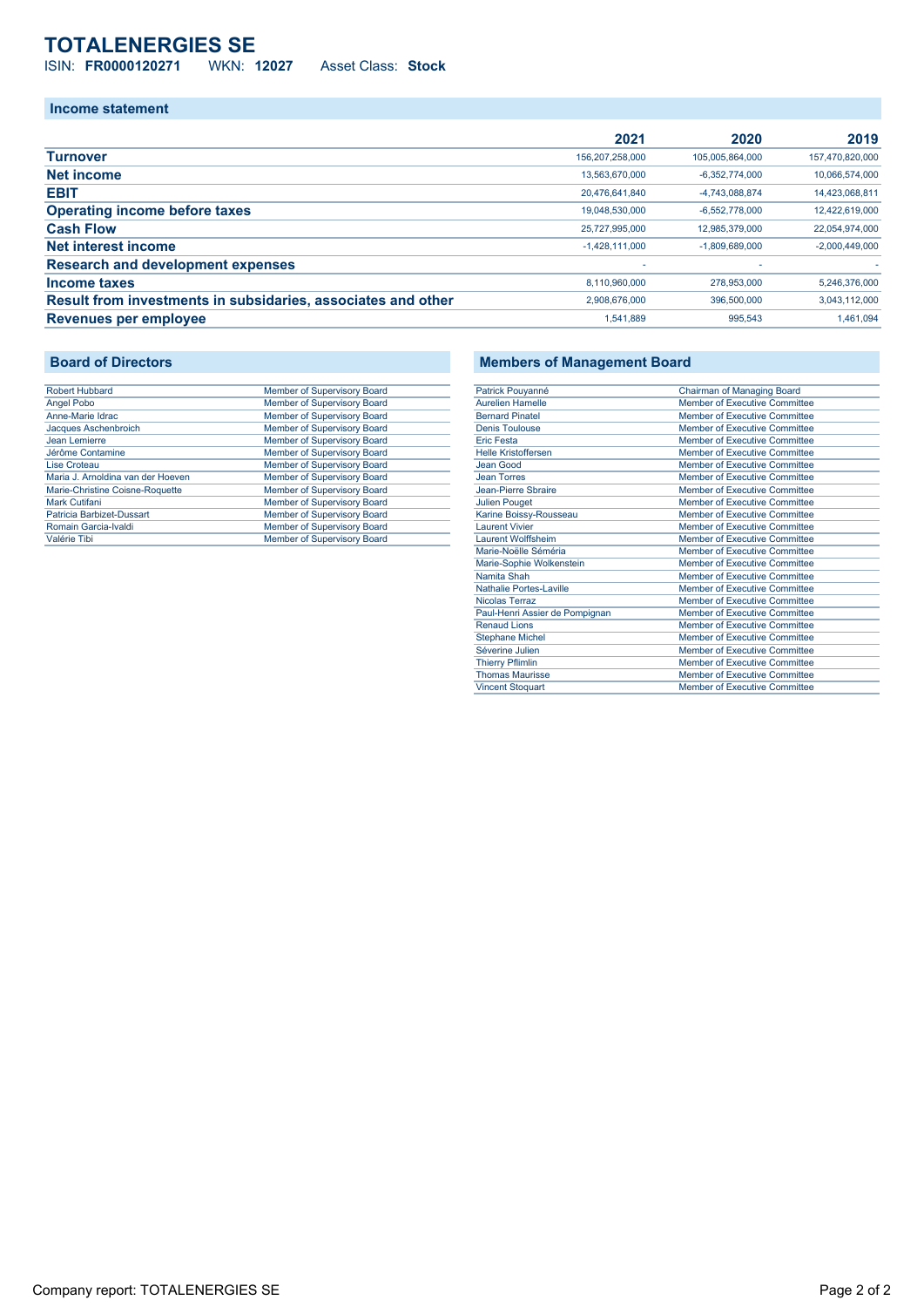# TOTALENERGIES SE

ISIN: **FR0000120271** WKN: **12027** Asset Class: **Stock**

## Income statement

| | 2021 | 2020 | 2019 |
|---|---|---|---|
| **Turnover** | 156,207,258,000 | 105,005,864,000 | 157,470,820,000 |
| **Net income** | 13,563,670,000 | -6,352,774,000 | 10,066,574,000 |
| **EBIT** | 20,476,641,840 | -4,743,088,874 | 14,423,068,811 |
| **Operating income before taxes** | 19,048,530,000 | -6,552,778,000 | 12,422,619,000 |
| **Cash Flow** | 25,727,995,000 | 12,985,379,000 | 22,054,974,000 |
| **Net interest income** | -1,428,111,000 | -1,809,689,000 | -2,000,449,000 |
| **Research and development expenses** | - | - | - |
| **Income taxes** | 8,110,960,000 | 278,953,000 | 5,246,376,000 |
| **Result from investments in subsidaries, associates and other** | 2,908,676,000 | 396,500,000 | 3,043,112,000 |
| **Revenues per employee** | 1,541,889 | 995,543 | 1,461,094 |

## Board of Directors

| | |
|---|---|
| Robert Hubbard | Member of Supervisory Board |
| Angel Pobo | Member of Supervisory Board |
| Anne-Marie Idrac | Member of Supervisory Board |
| Jacques Aschenbroich | Member of Supervisory Board |
| Jean Lemierre | Member of Supervisory Board |
| Jérôme Contamine | Member of Supervisory Board |
| Lise Croteau | Member of Supervisory Board |
| Maria J. Arnoldina van der Hoeven | Member of Supervisory Board |
| Marie-Christine Coisne-Roquette | Member of Supervisory Board |
| Mark Cutifani | Member of Supervisory Board |
| Patricia Barbizet-Dussart | Member of Supervisory Board |
| Romain Garcia-Ivaldi | Member of Supervisory Board |
| Valérie Tibi | Member of Supervisory Board |

## Members of Management Board

| | |
|---|---|
| Patrick Pouyanné | Chairman of Managing Board |
| Aurelien Hamelle | Member of Executive Committee |
| Bernard Pinatel | Member of Executive Committee |
| Denis Toulouse | Member of Executive Committee |
| Eric Festa | Member of Executive Committee |
| Helle Kristoffersen | Member of Executive Committee |
| Jean Good | Member of Executive Committee |
| Jean Torres | Member of Executive Committee |
| Jean-Pierre Sbraire | Member of Executive Committee |
| Julien Pouget | Member of Executive Committee |
| Karine Boissy-Rousseau | Member of Executive Committee |
| Laurent Vivier | Member of Executive Committee |
| Laurent Wolffsheim | Member of Executive Committee |
| Marie-Noëlle Séméria | Member of Executive Committee |
| Marie-Sophie Wolkenstein | Member of Executive Committee |
| Namita Shah | Member of Executive Committee |
| Nathalie Portes-Laville | Member of Executive Committee |
| Nicolas Terraz | Member of Executive Committee |
| Paul-Henri Assier de Pompignan | Member of Executive Committee |
| Renaud Lions | Member of Executive Committee |
| Stephane Michel | Member of Executive Committee |
| Séverine Julien | Member of Executive Committee |
| Thierry Pflimlin | Member of Executive Committee |
| Thomas Maurisse | Member of Executive Committee |
| Vincent Stoquart | Member of Executive Committee |